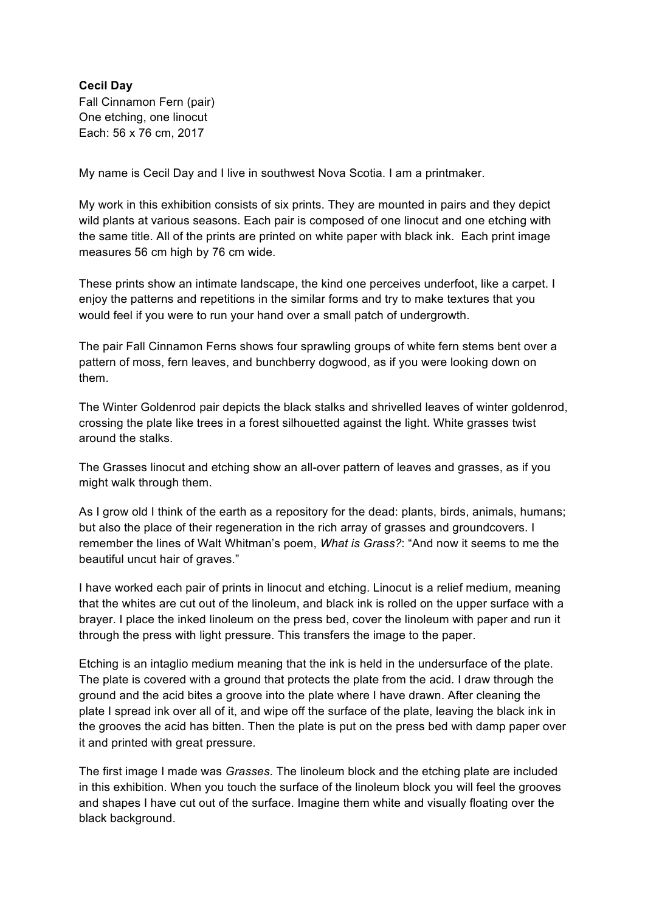**Cecil Day**
Fall Cinnamon Fern (pair)
One etching, one linocut
Each: 56 x 76 cm, 2017

My name is Cecil Day and I live in southwest Nova Scotia. I am a printmaker.

My work in this exhibition consists of six prints. They are mounted in pairs and they depict wild plants at various seasons. Each pair is composed of one linocut and one etching with the same title. All of the prints are printed on white paper with black ink. Each print image measures 56 cm high by 76 cm wide.

These prints show an intimate landscape, the kind one perceives underfoot, like a carpet. I enjoy the patterns and repetitions in the similar forms and try to make textures that you would feel if you were to run your hand over a small patch of undergrowth.

The pair Fall Cinnamon Ferns shows four sprawling groups of white fern stems bent over a pattern of moss, fern leaves, and bunchberry dogwood, as if you were looking down on them.

The Winter Goldenrod pair depicts the black stalks and shrivelled leaves of winter goldenrod, crossing the plate like trees in a forest silhouetted against the light. White grasses twist around the stalks.

The Grasses linocut and etching show an all-over pattern of leaves and grasses, as if you might walk through them.

As I grow old I think of the earth as a repository for the dead: plants, birds, animals, humans; but also the place of their regeneration in the rich array of grasses and groundcovers. I remember the lines of Walt Whitman's poem, *What is Grass?*: "And now it seems to me the beautiful uncut hair of graves."

I have worked each pair of prints in linocut and etching. Linocut is a relief medium, meaning that the whites are cut out of the linoleum, and black ink is rolled on the upper surface with a brayer. I place the inked linoleum on the press bed, cover the linoleum with paper and run it through the press with light pressure. This transfers the image to the paper.

Etching is an intaglio medium meaning that the ink is held in the undersurface of the plate. The plate is covered with a ground that protects the plate from the acid. I draw through the ground and the acid bites a groove into the plate where I have drawn. After cleaning the plate I spread ink over all of it, and wipe off the surface of the plate, leaving the black ink in the grooves the acid has bitten. Then the plate is put on the press bed with damp paper over it and printed with great pressure.

The first image I made was *Grasses*. The linoleum block and the etching plate are included in this exhibition. When you touch the surface of the linoleum block you will feel the grooves and shapes I have cut out of the surface. Imagine them white and visually floating over the black background.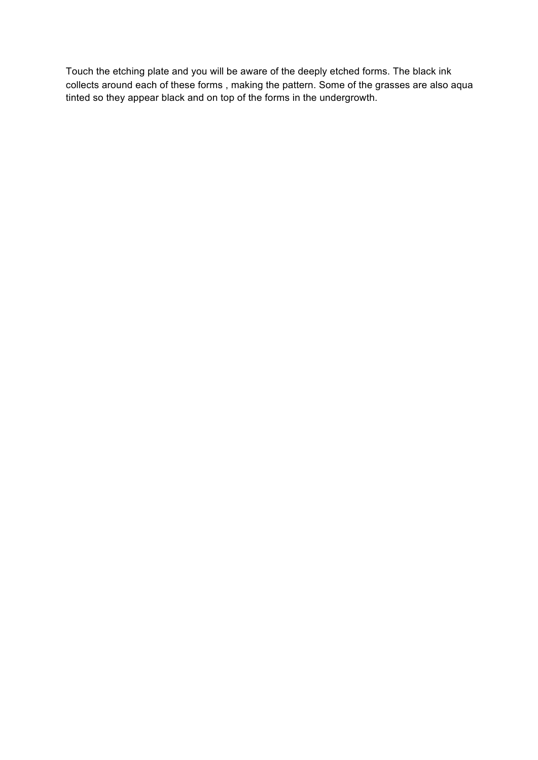Touch the etching plate and you will be aware of the deeply etched forms. The black ink collects around each of these forms , making the pattern. Some of the grasses are also aqua tinted so they appear black and on top of the forms in the undergrowth.